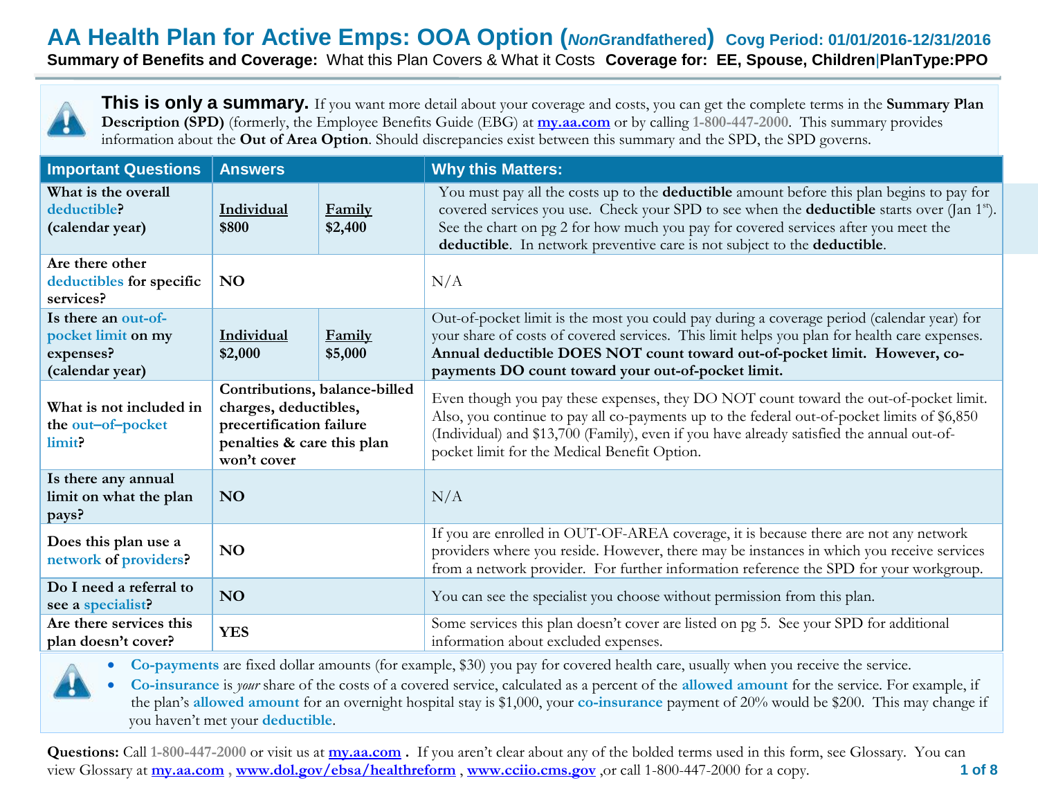# AA Health Plan for Active Emps: OOA Option (*Non*Grandfathered) Covg Period: 01/01/2016-12/31/2016

**Summary of Benefits and Coverage:** What this Plan Covers & What it Costs **Coverage for: EE, Spouse, Children|PlanType:PPO**

**This is only a summary.** If you want more detail about your coverage and costs, you can get the complete terms in the **Summary Plan Description (SPD)** (formerly, the Employee Benefits Guide (EBG) at **my.aa.com** or by calling **1-800-447-2000**. This summary provides information about the **Out of Area Option**. Should discrepancies exist between this summary and the SPD, the SPD governs.

| Important Questions | Answers | | Why this Matters: |
|---|---|---|---|
| **What is the overall deductible? (calendar year)** | **Individual $800** | **Family $2,400** | You must pay all the costs up to the **deductible** amount before this plan begins to pay for covered services you use. Check your SPD to see when the **deductible** starts over (Jan 1st). See the chart on pg 2 for how much you pay for covered services after you meet the **deductible**. In network preventive care is not subject to the **deductible**. |
| **Are there other deductibles for specific services?** | **NO** | | N/A |
| **Is there an out-of-pocket limit on my expenses? (calendar year)** | **Individual $2,000** | **Family $5,000** | Out-of-pocket limit is the most you could pay during a coverage period (calendar year) for your share of costs of covered services. This limit helps you plan for health care expenses. **Annual deductible DOES NOT count toward out-of-pocket limit. However, co-payments DO count toward your out-of-pocket limit.** |
| **What is not included in the out–of–pocket limit?** | **Contributions, balance-billed charges, deductibles, precertification failure penalties & care this plan won't cover** | | Even though you pay these expenses, they DO NOT count toward the out-of-pocket limit. Also, you continue to pay all co-payments up to the federal out-of-pocket limits of $6,850 (Individual) and $13,700 (Family), even if you have already satisfied the annual out-of-pocket limit for the Medical Benefit Option. |
| **Is there any annual limit on what the plan pays?** | **NO** | | N/A |
| **Does this plan use a network of providers?** | **NO** | | If you are enrolled in OUT-OF-AREA coverage, it is because there are not any network providers where you reside. However, there may be instances in which you receive services from a network provider. For further information reference the SPD for your workgroup. |
| **Do I need a referral to see a specialist?** | **NO** | | You can see the specialist you choose without permission from this plan. |
| **Are there services this plan doesn't cover?** | **YES** | | Some services this plan doesn't cover are listed on pg 5. See your SPD for additional information about excluded expenses. |

- **Co-payments** are fixed dollar amounts (for example, $30) you pay for covered health care, usually when you receive the service.
- **Co-insurance** is *your* share of the costs of a covered service, calculated as a percent of the **allowed amount** for the service. For example, if the plan's **allowed amount** for an overnight hospital stay is $1,000, your **co-insurance** payment of 20% would be $200. This may change if you haven't met your **deductible**.

**Questions:** Call **1-800-447-2000** or visit us at **my.aa.com** . If you aren't clear about any of the bolded terms used in this form, see Glossary. You can view Glossary at **my.aa.com** , **www.dol.gov/ebsa/healthreform** , **www.cciio.cms.gov** ,or call 1-800-447-2000 for a copy.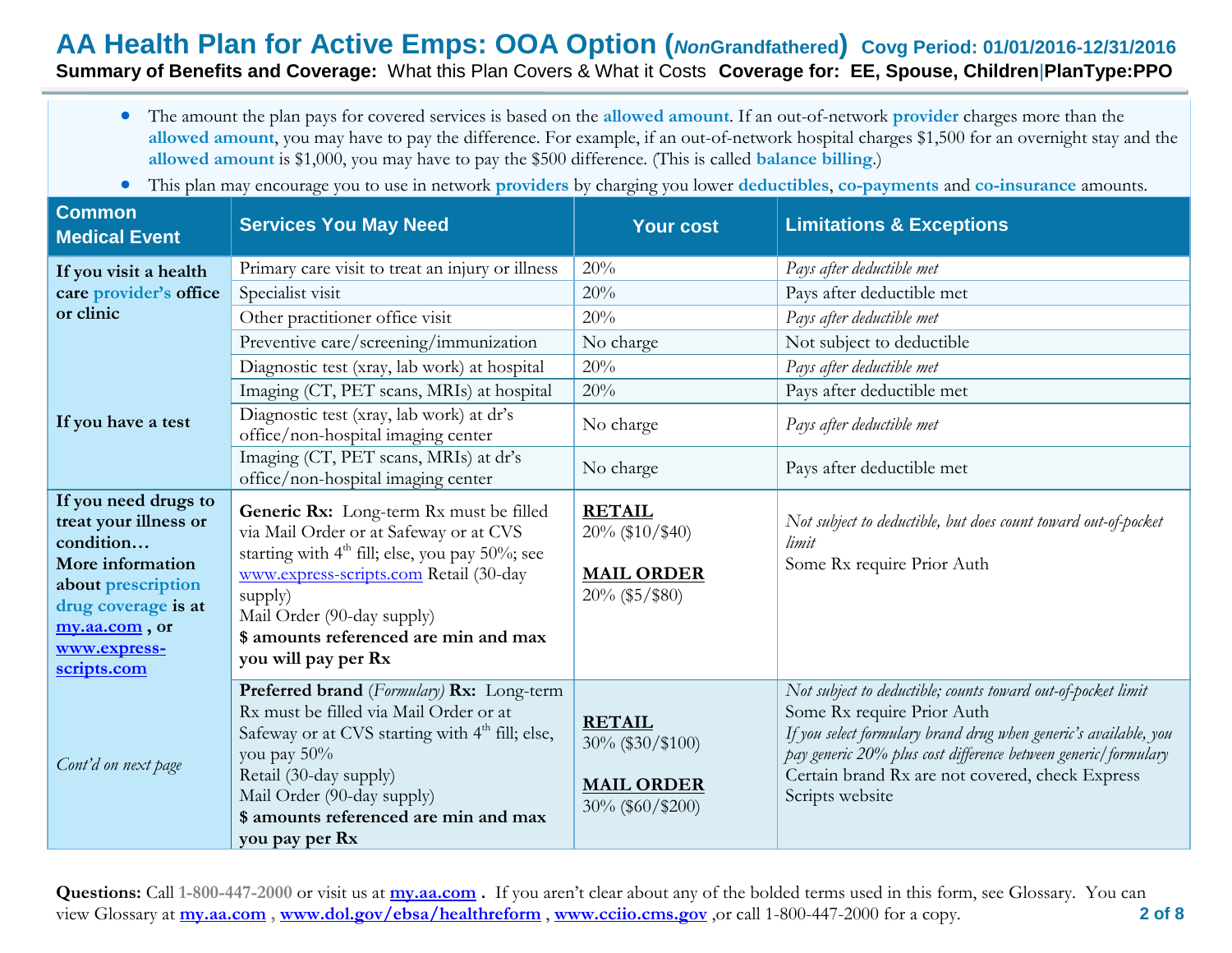- The amount the plan pays for covered services is based on the **allowed amount**. If an out-of-network **provider** charges more than the **allowed amount**, you may have to pay the difference. For example, if an out-of-network hospital charges $1,500 for an overnight stay and the **allowed amount** is $1,000, you may have to pay the $500 difference. (This is called **balance billing**.)
- This plan may encourage you to use in network **providers** by charging you lower **deductibles**, **co-payments** and **co-insurance** amounts.

| Common Medical Event | Services You May Need | Your cost | Limitations & Exceptions |
|---|---|---|---|
| **If you visit a health care provider's office or clinic** | Primary care visit to treat an injury or illness | 20% | *Pays after deductible met* |
| | Specialist visit | 20% | Pays after deductible met |
| | Other practitioner office visit | 20% | *Pays after deductible met* |
| | Preventive care/screening/immunization | No charge | Not subject to deductible |
| **If you have a test** | Diagnostic test (xray, lab work) at hospital | 20% | *Pays after deductible met* |
| | Imaging (CT, PET scans, MRIs) at hospital | 20% | Pays after deductible met |
| | Diagnostic test (xray, lab work) at dr's office/non-hospital imaging center | No charge | *Pays after deductible met* |
| | Imaging (CT, PET scans, MRIs) at dr's office/non-hospital imaging center | No charge | Pays after deductible met |
| **If you need drugs to treat your illness or condition… More information about prescription drug coverage is at [my.aa.com](my.aa.com), or [www.express-scripts.com](www.express-scripts.com)** | **Generic Rx:** Long-term Rx must be filled via Mail Order or at Safeway or at CVS starting with 4th fill; else, you pay 50%; see www.express-scripts.com Retail (30-day supply) Mail Order (90-day supply) **$ amounts referenced are min and max you will pay per Rx** | **RETAIL** 20% ($10/$40) **MAIL ORDER** 20% ($5/$80) | *Not subject to deductible, but does count toward out-of-pocket limit* Some Rx require Prior Auth |
| *Cont'd on next page* | **Preferred brand** (*Formulary*) **Rx:** Long-term Rx must be filled via Mail Order or at Safeway or at CVS starting with 4th fill; else, you pay 50% Retail (30-day supply) Mail Order (90-day supply) **$ amounts referenced are min and max you pay per Rx** | **RETAIL** 30% ($30/$100) **MAIL ORDER** 30% ($60/$200) | *Not subject to deductible; counts toward out-of-pocket limit* Some Rx require Prior Auth *If you select formulary brand drug when generic's available, you pay generic 20% plus cost difference between generic/formulary* Certain brand Rx are not covered, check Express Scripts website |

**Questions:** Call 1-800-447-2000 or visit us at [my.aa.com](my.aa.com). If you aren't clear about any of the bolded terms used in this form, see Glossary. You can view Glossary at [my.aa.com](my.aa.com), [www.dol.gov/ebsa/healthreform](www.dol.gov/ebsa/healthreform), [www.cciio.cms.gov](www.cciio.cms.gov), or call 1-800-447-2000 for a copy.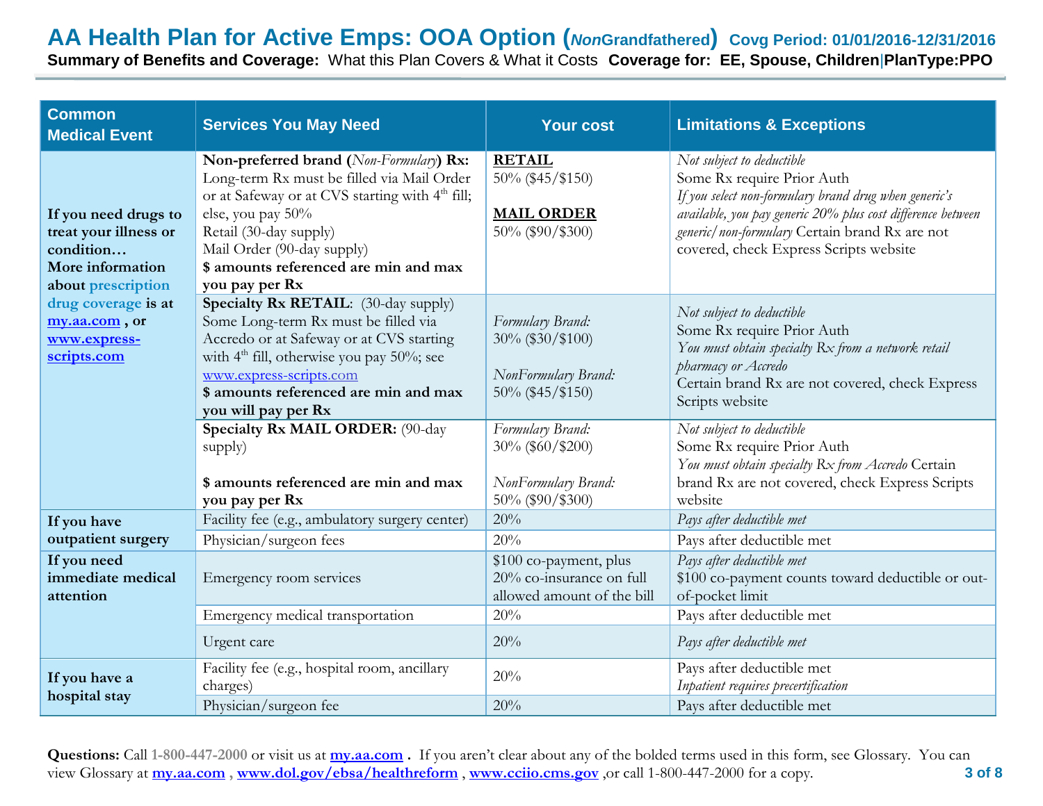# AA Health Plan for Active Emps: OOA Option (*Non*Grandfathered) Covg Period: 01/01/2016-12/31/2016

**Summary of Benefits and Coverage:** What this Plan Covers & What it Costs **Coverage for: EE, Spouse, Children|PlanType:PPO**

| Common Medical Event | Services You May Need | Your cost | Limitations & Exceptions |
|---|---|---|---|
| **If you need drugs to treat your illness or condition… More information about prescription drug coverage is at [my.aa.com](my.aa.com) , or [www.express-scripts.com](www.express-scripts.com)** | **Non-preferred brand (*Non-Formulary*) Rx:** Long-term Rx must be filled via Mail Order or at Safeway or at CVS starting with 4th fill; else, you pay 50% Retail (30-day supply) Mail Order (90-day supply) **$ amounts referenced are min and max you pay per Rx** | **RETAIL** 50% ($45/$150) **MAIL ORDER** 50% ($90/$300) | *Not subject to deductible* Some Rx require Prior Auth *If you select non-formulary brand drug when generic's available, you pay generic 20% plus cost difference between generic/non-formulary* Certain brand Rx are not covered, check Express Scripts website |
| | **Specialty Rx RETAIL**: (30-day supply) Some Long-term Rx must be filled via Accredo or at Safeway or at CVS starting with 4th fill, otherwise you pay 50%; see [www.express-scripts.com](www.express-scripts.com) **$ amounts referenced are min and max you will pay per Rx** | *Formulary Brand:* 30% ($30/$100) *NonFormulary Brand:* 50% ($45/$150) | *Not subject to deductible* Some Rx require Prior Auth *You must obtain specialty Rx from a network retail pharmacy or Accredo* Certain brand Rx are not covered, check Express Scripts website |
| | **Specialty Rx MAIL ORDER:** (90-day supply) **$ amounts referenced are min and max you pay per Rx** | *Formulary Brand:* 30% ($60/$200) *NonFormulary Brand:* 50% ($90/$300) | *Not subject to deductible* Some Rx require Prior Auth *You must obtain specialty Rx from Accredo* Certain brand Rx are not covered, check Express Scripts website |
| **If you have outpatient surgery** | Facility fee (e.g., ambulatory surgery center) | 20% | *Pays after deductible met* |
| | Physician/surgeon fees | 20% | Pays after deductible met |
| **If you need immediate medical attention** | Emergency room services | $100 co-payment, plus 20% co-insurance on full allowed amount of the bill | *Pays after deductible met* $100 co-payment counts toward deductible or out-of-pocket limit |
| | Emergency medical transportation | 20% | Pays after deductible met |
| | Urgent care | 20% | *Pays after deductible met* |
| **If you have a hospital stay** | Facility fee (e.g., hospital room, ancillary charges) | 20% | Pays after deductible met *Inpatient requires precertification* |
| | Physician/surgeon fee | 20% | Pays after deductible met |

**Questions:** Call 1-800-447-2000 or visit us at **[my.aa.com](my.aa.com)** . If you aren't clear about any of the bolded terms used in this form, see Glossary. You can view Glossary at **[my.aa.com](my.aa.com)** , **[www.dol.gov/ebsa/healthreform](www.dol.gov/ebsa/healthreform)** , **[www.cciio.cms.gov](www.cciio.cms.gov)** ,or call 1-800-447-2000 for a copy.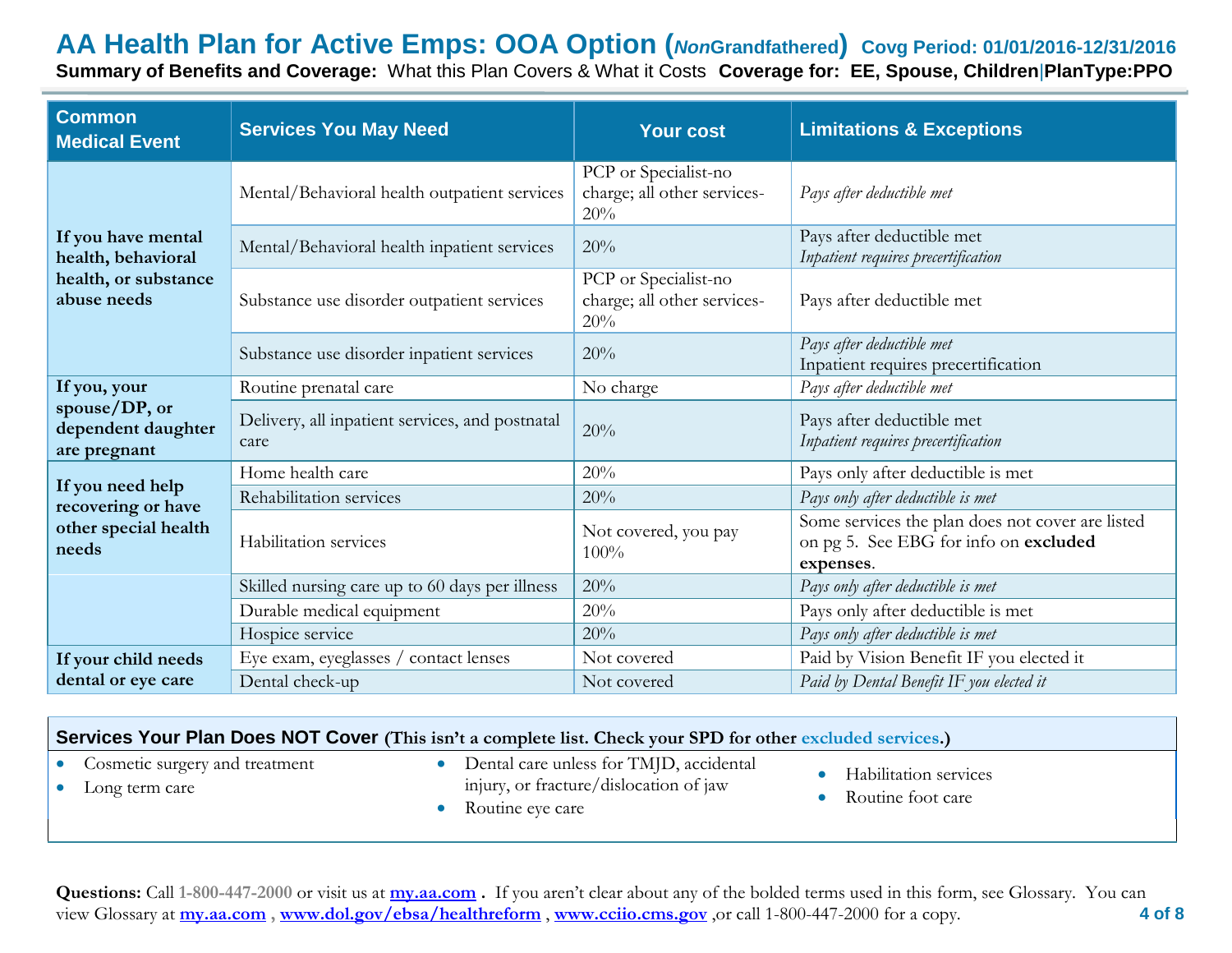# AA Health Plan for Active Emps: OOA Option (*Non*Grandfathered) Covg Period: 01/01/2016-12/31/2016

**Summary of Benefits and Coverage:** What this Plan Covers & What it Costs **Coverage for: EE, Spouse, Children**|**PlanType:PPO**

| Common Medical Event | Services You May Need | Your cost | Limitations & Exceptions |
|---|---|---|---|
| **If you have mental health, behavioral health, or substance abuse needs** | Mental/Behavioral health outpatient services | PCP or Specialist-no charge; all other services-20% | *Pays after deductible met* |
| | Mental/Behavioral health inpatient services | 20% | Pays after deductible met<br>*Inpatient requires precertification* |
| | Substance use disorder outpatient services | PCP or Specialist-no charge; all other services-20% | Pays after deductible met |
| | Substance use disorder inpatient services | 20% | *Pays after deductible met*<br>Inpatient requires precertification |
| **If you, your spouse/DP, or dependent daughter are pregnant** | Routine prenatal care | No charge | *Pays after deductible met* |
| | Delivery, all inpatient services, and postnatal care | 20% | Pays after deductible met<br>*Inpatient requires precertification* |
| **If you need help recovering or have other special health needs** | Home health care | 20% | Pays only after deductible is met |
| | Rehabilitation services | 20% | *Pays only after deductible is met* |
| | Habilitation services | Not covered, you pay 100% | Some services the plan does not cover are listed on pg 5. See EBG for info on **excluded expenses**. |
| | Skilled nursing care up to 60 days per illness | 20% | *Pays only after deductible is met* |
| | Durable medical equipment | 20% | Pays only after deductible is met |
| | Hospice service | 20% | *Pays only after deductible is met* |
| **If your child needs dental or eye care** | Eye exam, eyeglasses / contact lenses | Not covered | Paid by Vision Benefit IF you elected it |
| | Dental check-up | Not covered | *Paid by Dental Benefit IF you elected it* |

## Services Your Plan Does NOT Cover (This isn't a complete list. Check your SPD for other excluded services.)

- Cosmetic surgery and treatment
- Long term care
- Dental care unless for TMJD, accidental injury, or fracture/dislocation of jaw
- Routine eye care
- Habilitation services
- Routine foot care

**Questions:** Call **1-800-447-2000** or visit us at **my.aa.com** . If you aren't clear about any of the bolded terms used in this form, see Glossary. You can view Glossary at **my.aa.com** , **www.dol.gov/ebsa/healthreform** , **www.cciio.cms.gov** ,or call 1-800-447-2000 for a copy.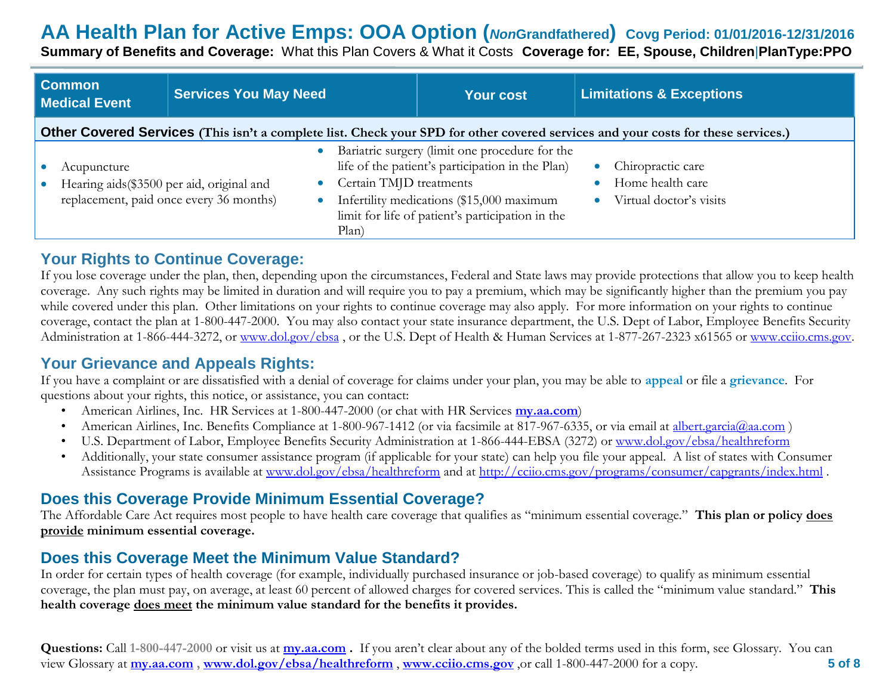# AA Health Plan for Active Emps: OOA Option (*Non*Grandfathered) Covg Period: 01/01/2016-12/31/2016

**Summary of Benefits and Coverage:** What this Plan Covers & What it Costs **Coverage for: EE, Spouse, Children|PlanType:PPO**

| Common Medical Event | Services You May Need | Your cost | Limitations & Exceptions |
|---|---|---|---|

**Other Covered Services** (This isn't a complete list. Check your SPD for other covered services and your costs for these services.)

- Acupuncture
- Hearing aids($3500 per aid, original and replacement, paid once every 36 months)
- Bariatric surgery (limit one procedure for the life of the patient's participation in the Plan)
- Certain TMJD treatments
- Infertility medications ($15,000 maximum limit for life of patient's participation in the Plan)
- Chiropractic care
- Home health care
- Virtual doctor's visits

## Your Rights to Continue Coverage:

If you lose coverage under the plan, then, depending upon the circumstances, Federal and State laws may provide protections that allow you to keep health coverage. Any such rights may be limited in duration and will require you to pay a premium, which may be significantly higher than the premium you pay while covered under this plan. Other limitations on your rights to continue coverage may also apply. For more information on your rights to continue coverage, contact the plan at 1-800-447-2000. You may also contact your state insurance department, the U.S. Dept of Labor, Employee Benefits Security Administration at 1-866-444-3272, or www.dol.gov/ebsa , or the U.S. Dept of Health & Human Services at 1-877-267-2323 x61565 or www.cciio.cms.gov.

## Your Grievance and Appeals Rights:

If you have a complaint or are dissatisfied with a denial of coverage for claims under your plan, you may be able to **appeal** or file a **grievance**. For questions about your rights, this notice, or assistance, you can contact:

- American Airlines, Inc. HR Services at 1-800-447-2000 (or chat with HR Services **my.aa.com**)
- American Airlines, Inc. Benefits Compliance at 1-800-967-1412 (or via facsimile at 817-967-6335, or via email at albert.garcia@aa.com )
- U.S. Department of Labor, Employee Benefits Security Administration at 1-866-444-EBSA (3272) or www.dol.gov/ebsa/healthreform
- Additionally, your state consumer assistance program (if applicable for your state) can help you file your appeal. A list of states with Consumer Assistance Programs is available at www.dol.gov/ebsa/healthreform and at http://cciio.cms.gov/programs/consumer/capgrants/index.html .

## Does this Coverage Provide Minimum Essential Coverage?

The Affordable Care Act requires most people to have health care coverage that qualifies as "minimum essential coverage." **This plan or policy does provide minimum essential coverage.**

## Does this Coverage Meet the Minimum Value Standard?

In order for certain types of health coverage (for example, individually purchased insurance or job-based coverage) to qualify as minimum essential coverage, the plan must pay, on average, at least 60 percent of allowed charges for covered services. This is called the "minimum value standard." **This health coverage does meet the minimum value standard for the benefits it provides.**

**Questions:** Call **1-800-447-2000** or visit us at **my.aa.com** . If you aren't clear about any of the bolded terms used in this form, see Glossary. You can view Glossary at **my.aa.com** , **www.dol.gov/ebsa/healthreform** , **www.cciio.cms.gov** ,or call 1-800-447-2000 for a copy.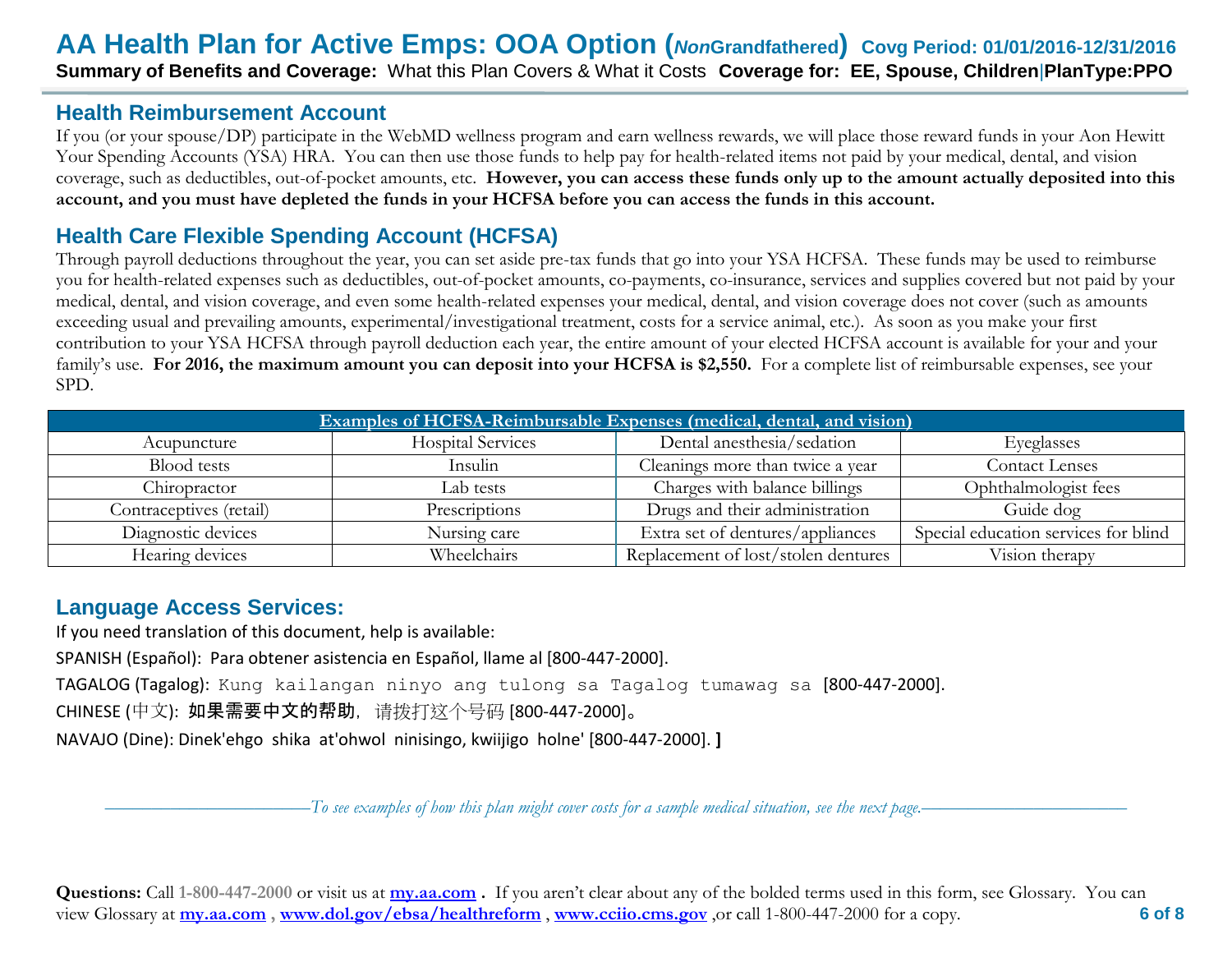## Health Reimbursement Account

If you (or your spouse/DP) participate in the WebMD wellness program and earn wellness rewards, we will place those reward funds in your Aon Hewitt Your Spending Accounts (YSA) HRA. You can then use those funds to help pay for health-related items not paid by your medical, dental, and vision coverage, such as deductibles, out-of-pocket amounts, etc. **However, you can access these funds only up to the amount actually deposited into this account, and you must have depleted the funds in your HCFSA before you can access the funds in this account.**

## Health Care Flexible Spending Account (HCFSA)

Through payroll deductions throughout the year, you can set aside pre-tax funds that go into your YSA HCFSA. These funds may be used to reimburse you for health-related expenses such as deductibles, out-of-pocket amounts, co-payments, co-insurance, services and supplies covered but not paid by your medical, dental, and vision coverage, and even some health-related expenses your medical, dental, and vision coverage does not cover (such as amounts exceeding usual and prevailing amounts, experimental/investigational treatment, costs for a service animal, etc.). As soon as you make your first contribution to your YSA HCFSA through payroll deduction each year, the entire amount of your elected HCFSA account is available for your and your family's use. **For 2016, the maximum amount you can deposit into your HCFSA is $2,550.** For a complete list of reimbursable expenses, see your SPD.

| Examples of HCFSA-Reimbursable Expenses (medical, dental, and vision) | | | |
|---|---|---|---|
| Acupuncture | Hospital Services | Dental anesthesia/sedation | Eyeglasses |
| Blood tests | Insulin | Cleanings more than twice a year | Contact Lenses |
| Chiropractor | Lab tests | Charges with balance billings | Ophthalmologist fees |
| Contraceptives (retail) | Prescriptions | Drugs and their administration | Guide dog |
| Diagnostic devices | Nursing care | Extra set of dentures/appliances | Special education services for blind |
| Hearing devices | Wheelchairs | Replacement of lost/stolen dentures | Vision therapy |

## Language Access Services:

If you need translation of this document, help is available:

SPANISH (Español): Para obtener asistencia en Español, llame al [800-447-2000].

TAGALOG (Tagalog): Kung kailangan ninyo ang tulong sa Tagalog tumawag sa [800-447-2000].

CHINESE (中文): 如果需要中文的帮助，请拨打这个号码 [800-447-2000]。

NAVAJO (Dine): Dinek'ehgo shika at'ohwol ninisingo, kwiijigo holne' [800-447-2000]. ]

*To see examples of how this plan might cover costs for a sample medical situation, see the next page.*

**Questions:** Call 1-800-447-2000 or visit us at my.aa.com . If you aren't clear about any of the bolded terms used in this form, see Glossary. You can view Glossary at my.aa.com , www.dol.gov/ebsa/healthreform , www.cciio.cms.gov ,or call 1-800-447-2000 for a copy.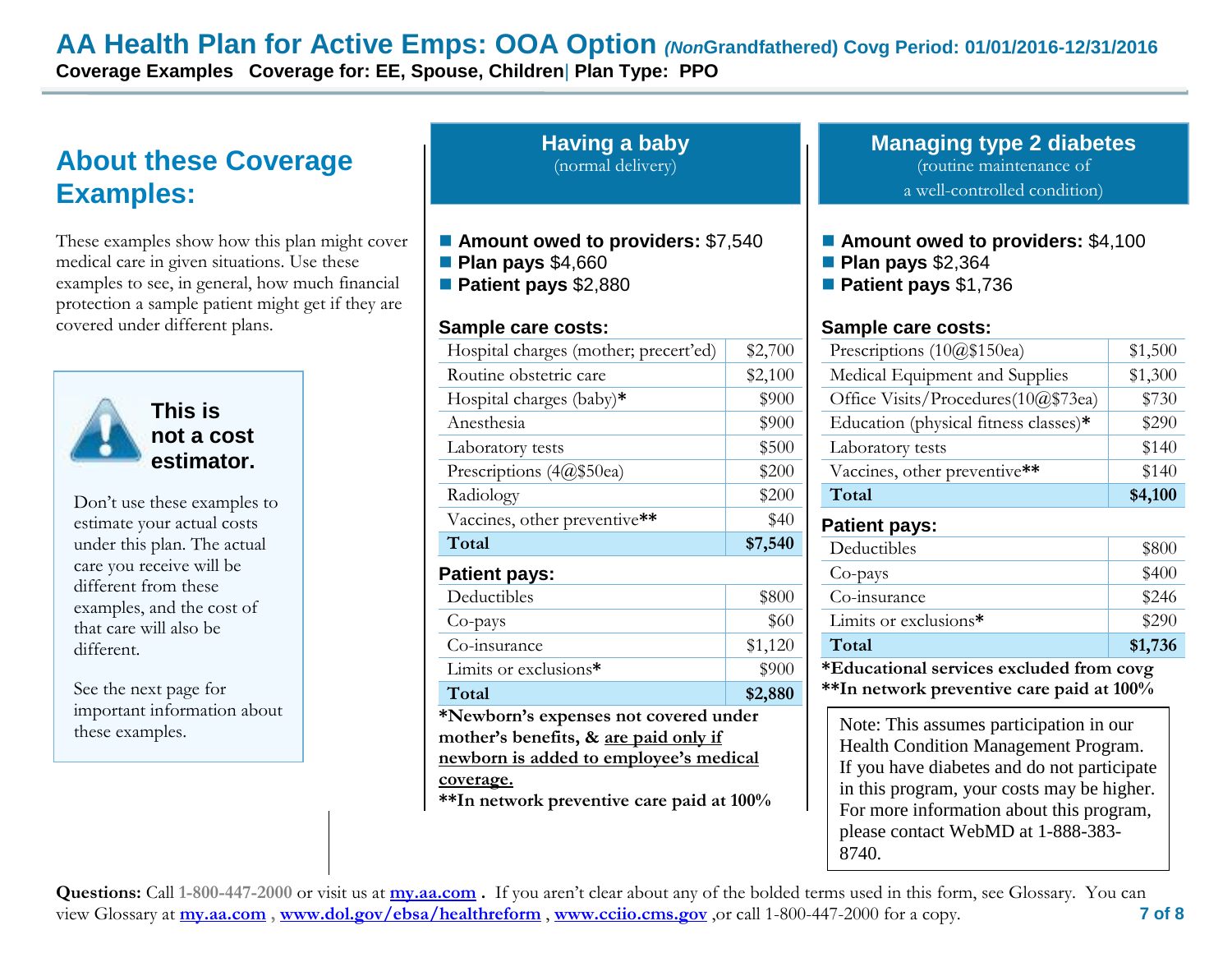# AA Health Plan for Active Emps: OOA Option *(Non*Grandfathered) Covg Period: 01/01/2016-12/31/2016

**Coverage Examples Coverage for: EE, Spouse, Children| Plan Type: PPO**

## About these Coverage Examples:

These examples show how this plan might cover medical care in given situations. Use these examples to see, in general, how much financial protection a sample patient might get if they are covered under different plans.

**This is not a cost estimator.**

Don't use these examples to estimate your actual costs under this plan. The actual care you receive will be different from these examples, and the cost of that care will also be different.

See the next page for important information about these examples.

## Having a baby
(normal delivery)

- **Amount owed to providers:** $7,540
- **Plan pays** $4,660
- **Patient pays** $2,880

**Sample care costs:**

| | |
|---|---|
| Hospital charges (mother; precert'ed) | $2,700 |
| Routine obstetric care | $2,100 |
| Hospital charges (baby)* | $900 |
| Anesthesia | $900 |
| Laboratory tests | $500 |
| Prescriptions (4@$50ea) | $200 |
| Radiology | $200 |
| Vaccines, other preventive** | $40 |
| **Total** | **$7,540** |

**Patient pays:**

| | |
|---|---|
| Deductibles | $800 |
| Co-pays | $60 |
| Co-insurance | $1,120 |
| Limits or exclusions* | $900 |
| **Total** | **$2,880** |

***Newborn's expenses not covered under mother's benefits, & are paid only if newborn is added to employee's medical coverage.**

****In network preventive care paid at 100%**

## Managing type 2 diabetes
(routine maintenance of a well-controlled condition)

- **Amount owed to providers:** $4,100
- **Plan pays** $2,364
- **Patient pays** $1,736

**Sample care costs:**

| | |
|---|---|
| Prescriptions (10@$150ea) | $1,500 |
| Medical Equipment and Supplies | $1,300 |
| Office Visits/Procedures(10@$73ea) | $730 |
| Education (physical fitness classes)* | $290 |
| Laboratory tests | $140 |
| Vaccines, other preventive** | $140 |
| **Total** | **$4,100** |

**Patient pays:**

| | |
|---|---|
| Deductibles | $800 |
| Co-pays | $400 |
| Co-insurance | $246 |
| Limits or exclusions* | $290 |
| **Total** | **$1,736** |

***Educational services excluded from covg**

****In network preventive care paid at 100%**

Note: This assumes participation in our Health Condition Management Program. If you have diabetes and do not participate in this program, your costs may be higher. For more information about this program, please contact WebMD at 1-888-383-8740.

**Questions:** Call **1-800-447-2000** or visit us at **my.aa.com** . If you aren't clear about any of the bolded terms used in this form, see Glossary. You can view Glossary at **my.aa.com** , **www.dol.gov/ebsa/healthreform** , **www.cciio.cms.gov** ,or call 1-800-447-2000 for a copy.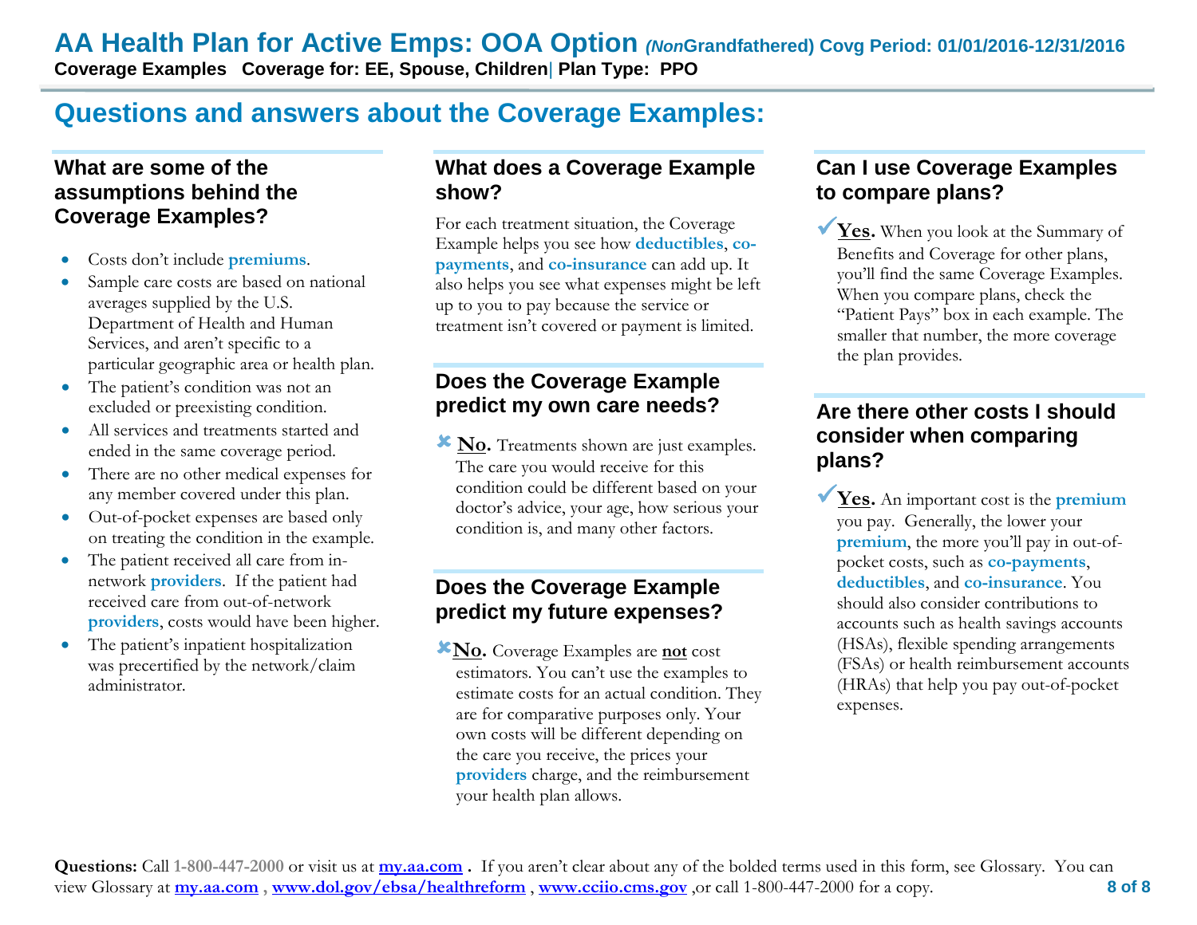# Questions and answers about the Coverage Examples:

## What are some of the assumptions behind the Coverage Examples?

- Costs don't include **premiums**.
- Sample care costs are based on national averages supplied by the U.S. Department of Health and Human Services, and aren't specific to a particular geographic area or health plan.
- The patient's condition was not an excluded or preexisting condition.
- All services and treatments started and ended in the same coverage period.
- There are no other medical expenses for any member covered under this plan.
- Out-of-pocket expenses are based only on treating the condition in the example.
- The patient received all care from in-network **providers**. If the patient had received care from out-of-network **providers**, costs would have been higher.
- The patient's inpatient hospitalization was precertified by the network/claim administrator.

## What does a Coverage Example show?

For each treatment situation, the Coverage Example helps you see how **deductibles**, **co-payments**, and **co-insurance** can add up. It also helps you see what expenses might be left up to you to pay because the service or treatment isn't covered or payment is limited.

## Does the Coverage Example predict my own care needs?

✘ **No.** Treatments shown are just examples. The care you would receive for this condition could be different based on your doctor's advice, your age, how serious your condition is, and many other factors.

## Does the Coverage Example predict my future expenses?

✘ **No.** Coverage Examples are **not** cost estimators. You can't use the examples to estimate costs for an actual condition. They are for comparative purposes only. Your own costs will be different depending on the care you receive, the prices your **providers** charge, and the reimbursement your health plan allows.

## Can I use Coverage Examples to compare plans?

✓ **Yes.** When you look at the Summary of Benefits and Coverage for other plans, you'll find the same Coverage Examples. When you compare plans, check the "Patient Pays" box in each example. The smaller that number, the more coverage the plan provides.

## Are there other costs I should consider when comparing plans?

✓ **Yes.** An important cost is the **premium** you pay. Generally, the lower your **premium**, the more you'll pay in out-of-pocket costs, such as **co-payments**, **deductibles**, and **co-insurance**. You should also consider contributions to accounts such as health savings accounts (HSAs), flexible spending arrangements (FSAs) or health reimbursement accounts (HRAs) that help you pay out-of-pocket expenses.

**Questions:** Call 1-800-447-2000 or visit us at **my.aa.com**. If you aren't clear about any of the bolded terms used in this form, see Glossary. You can view Glossary at **my.aa.com**, **www.dol.gov/ebsa/healthreform**, **www.cciio.cms.gov**, or call 1-800-447-2000 for a copy.